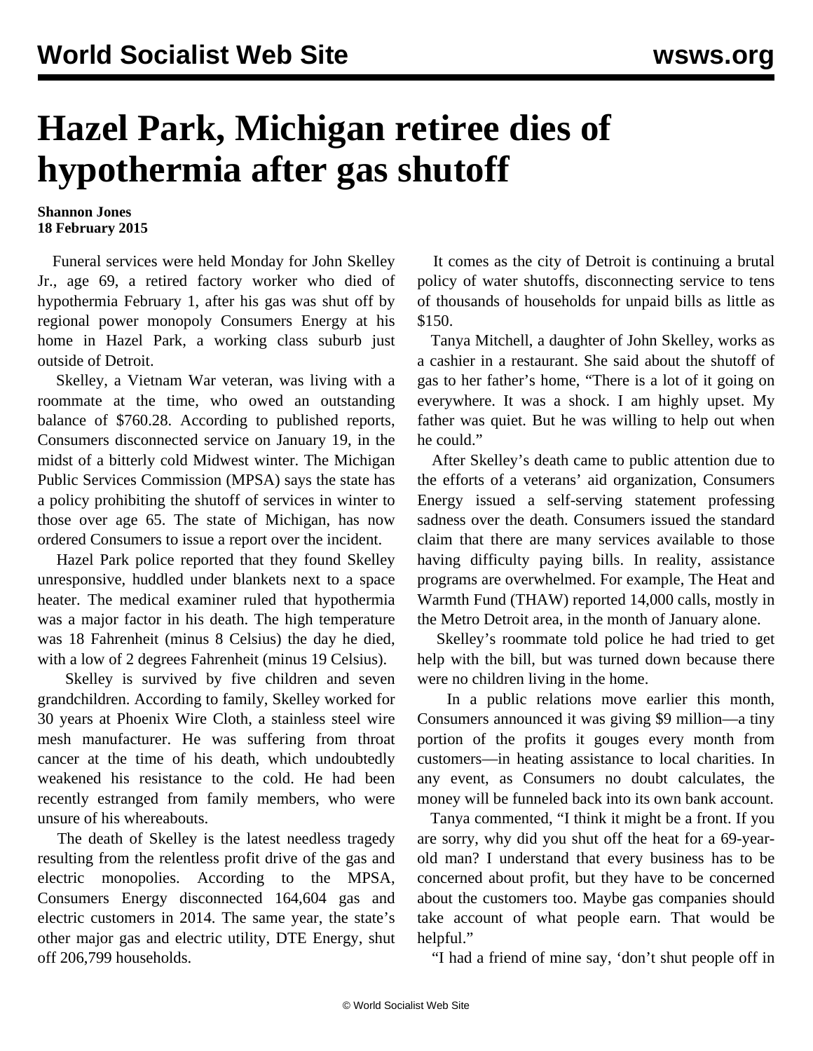# Hazel Park, Michigan retiree dies of hypothermia after gas shutoff

**Shannon Jones**
**18 February 2015**

Funeral services were held Monday for John Skelley Jr., age 69, a retired factory worker who died of hypothermia February 1, after his gas was shut off by regional power monopoly Consumers Energy at his home in Hazel Park, a working class suburb just outside of Detroit.

Skelley, a Vietnam War veteran, was living with a roommate at the time, who owed an outstanding balance of $760.28. According to published reports, Consumers disconnected service on January 19, in the midst of a bitterly cold Midwest winter. The Michigan Public Services Commission (MPSA) says the state has a policy prohibiting the shutoff of services in winter to those over age 65. The state of Michigan, has now ordered Consumers to issue a report over the incident.

Hazel Park police reported that they found Skelley unresponsive, huddled under blankets next to a space heater. The medical examiner ruled that hypothermia was a major factor in his death. The high temperature was 18 Fahrenheit (minus 8 Celsius) the day he died, with a low of 2 degrees Fahrenheit (minus 19 Celsius).

Skelley is survived by five children and seven grandchildren. According to family, Skelley worked for 30 years at Phoenix Wire Cloth, a stainless steel wire mesh manufacturer. He was suffering from throat cancer at the time of his death, which undoubtedly weakened his resistance to the cold. He had been recently estranged from family members, who were unsure of his whereabouts.

The death of Skelley is the latest needless tragedy resulting from the relentless profit drive of the gas and electric monopolies. According to the MPSA, Consumers Energy disconnected 164,604 gas and electric customers in 2014. The same year, the state's other major gas and electric utility, DTE Energy, shut off 206,799 households.

It comes as the city of Detroit is continuing a brutal policy of water shutoffs, disconnecting service to tens of thousands of households for unpaid bills as little as $150.

Tanya Mitchell, a daughter of John Skelley, works as a cashier in a restaurant. She said about the shutoff of gas to her father's home, "There is a lot of it going on everywhere. It was a shock. I am highly upset. My father was quiet. But he was willing to help out when he could."

After Skelley's death came to public attention due to the efforts of a veterans' aid organization, Consumers Energy issued a self-serving statement professing sadness over the death. Consumers issued the standard claim that there are many services available to those having difficulty paying bills. In reality, assistance programs are overwhelmed. For example, The Heat and Warmth Fund (THAW) reported 14,000 calls, mostly in the Metro Detroit area, in the month of January alone.

Skelley's roommate told police he had tried to get help with the bill, but was turned down because there were no children living in the home.

In a public relations move earlier this month, Consumers announced it was giving $9 million—a tiny portion of the profits it gouges every month from customers—in heating assistance to local charities. In any event, as Consumers no doubt calculates, the money will be funneled back into its own bank account.

Tanya commented, "I think it might be a front. If you are sorry, why did you shut off the heat for a 69-year-old man? I understand that every business has to be concerned about profit, but they have to be concerned about the customers too. Maybe gas companies should take account of what people earn. That would be helpful."

"I had a friend of mine say, 'don't shut people off in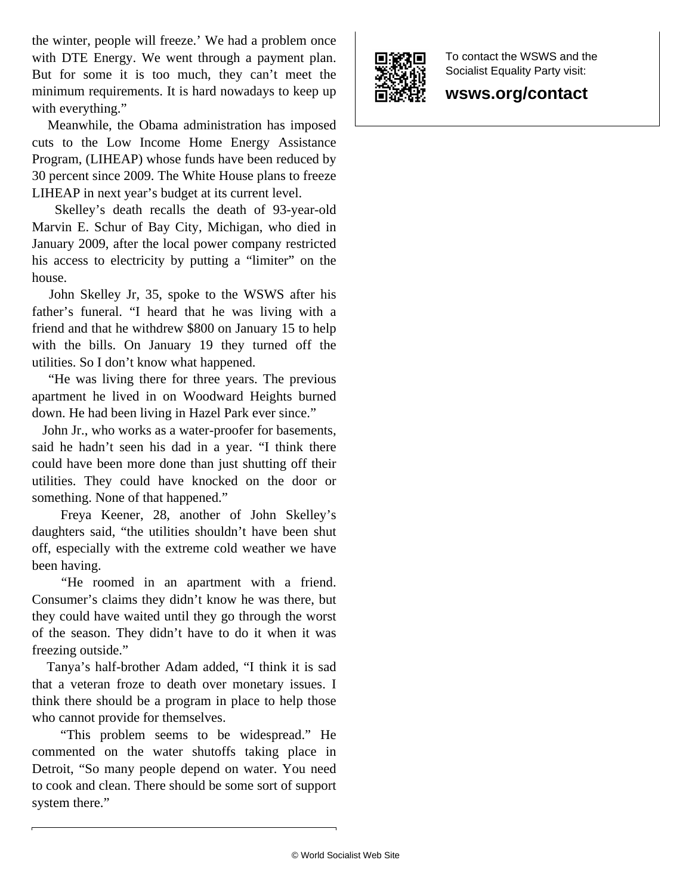the winter, people will freeze.' We had a problem once with DTE Energy. We went through a payment plan. But for some it is too much, they can't meet the minimum requirements. It is hard nowadays to keep up with everything."

Meanwhile, the Obama administration has imposed cuts to the Low Income Home Energy Assistance Program, (LIHEAP) whose funds have been reduced by 30 percent since 2009. The White House plans to freeze LIHEAP in next year's budget at its current level.

Skelley's death recalls the death of 93-year-old Marvin E. Schur of Bay City, Michigan, who died in January 2009, after the local power company restricted his access to electricity by putting a "limiter" on the house.

John Skelley Jr, 35, spoke to the WSWS after his father's funeral. "I heard that he was living with a friend and that he withdrew $800 on January 15 to help with the bills. On January 19 they turned off the utilities. So I don't know what happened.

"He was living there for three years. The previous apartment he lived in on Woodward Heights burned down. He had been living in Hazel Park ever since."

John Jr., who works as a water-proofer for basements, said he hadn't seen his dad in a year. "I think there could have been more done than just shutting off their utilities. They could have knocked on the door or something. None of that happened."

Freya Keener, 28, another of John Skelley's daughters said, "the utilities shouldn't have been shut off, especially with the extreme cold weather we have been having.

"He roomed in an apartment with a friend. Consumer's claims they didn't know he was there, but they could have waited until they go through the worst of the season. They didn't have to do it when it was freezing outside."

Tanya's half-brother Adam added, "I think it is sad that a veteran froze to death over monetary issues. I think there should be a program in place to help those who cannot provide for themselves.

"This problem seems to be widespread." He commented on the water shutoffs taking place in Detroit, "So many people depend on water. You need to cook and clean. There should be some sort of support system there."

To contact the WSWS and the Socialist Equality Party visit:

**wsws.org/contact**